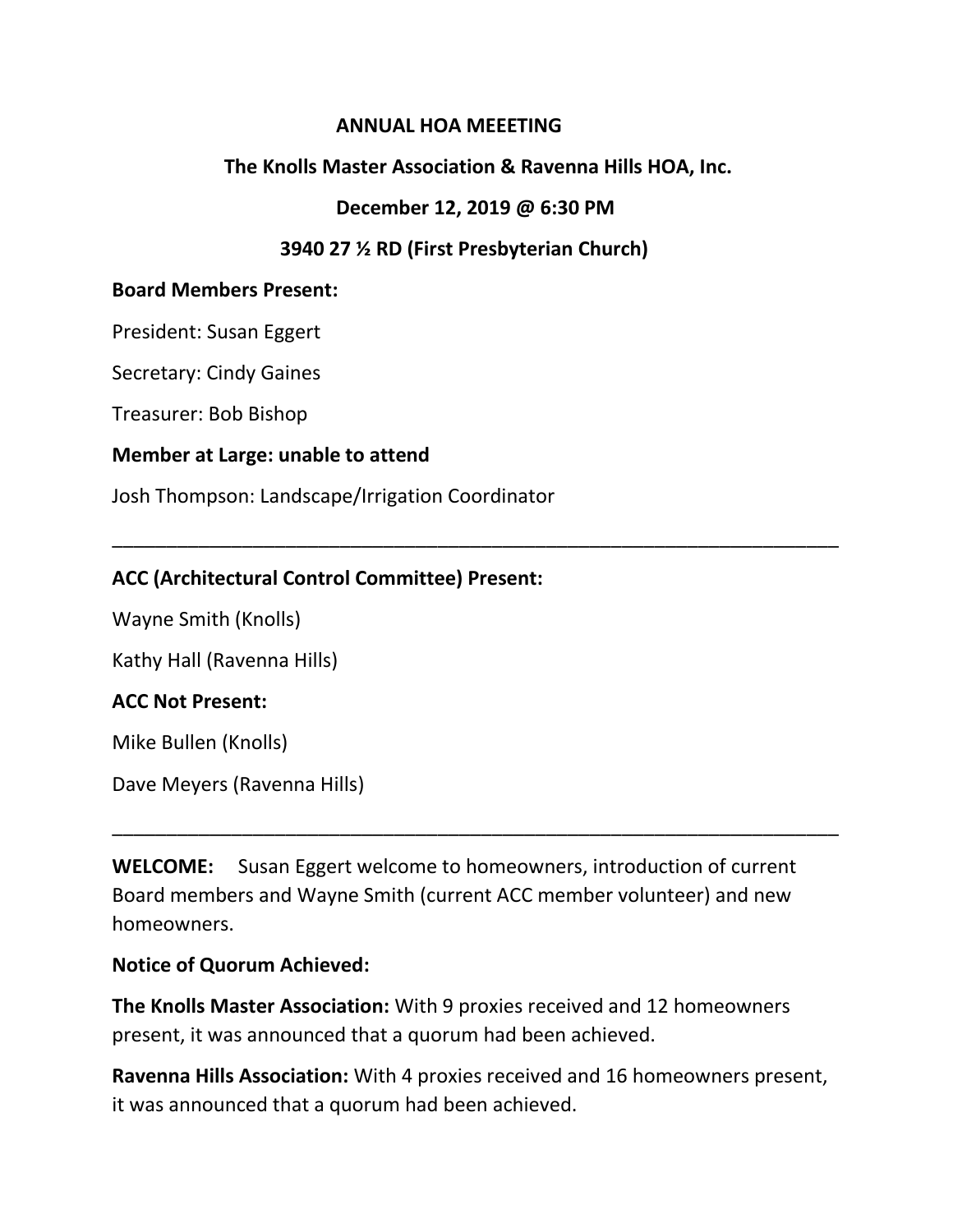# ANNUAL HOA MEEETING

## The Knolls Master Association & Ravenna Hills HOA, Inc.

## December 12, 2019 @ 6:30 PM

## 3940 27 ½ RD (First Presbyterian Church)

**Board Members Present:**

President: Susan Eggert

Secretary: Cindy Gaines

Treasurer: Bob Bishop

**Member at Large: unable to attend**

Josh Thompson: Landscape/Irrigation Coordinator

---

**ACC (Architectural Control Committee) Present:**

Wayne Smith (Knolls)

Kathy Hall (Ravenna Hills)

**ACC Not Present:**

Mike Bullen (Knolls)

Dave Meyers (Ravenna Hills)

---

**WELCOME:** Susan Eggert welcome to homeowners, introduction of current Board members and Wayne Smith (current ACC member volunteer) and new homeowners.

**Notice of Quorum Achieved:**

**The Knolls Master Association:** With 9 proxies received and 12 homeowners present, it was announced that a quorum had been achieved.

**Ravenna Hills Association:** With 4 proxies received and 16 homeowners present, it was announced that a quorum had been achieved.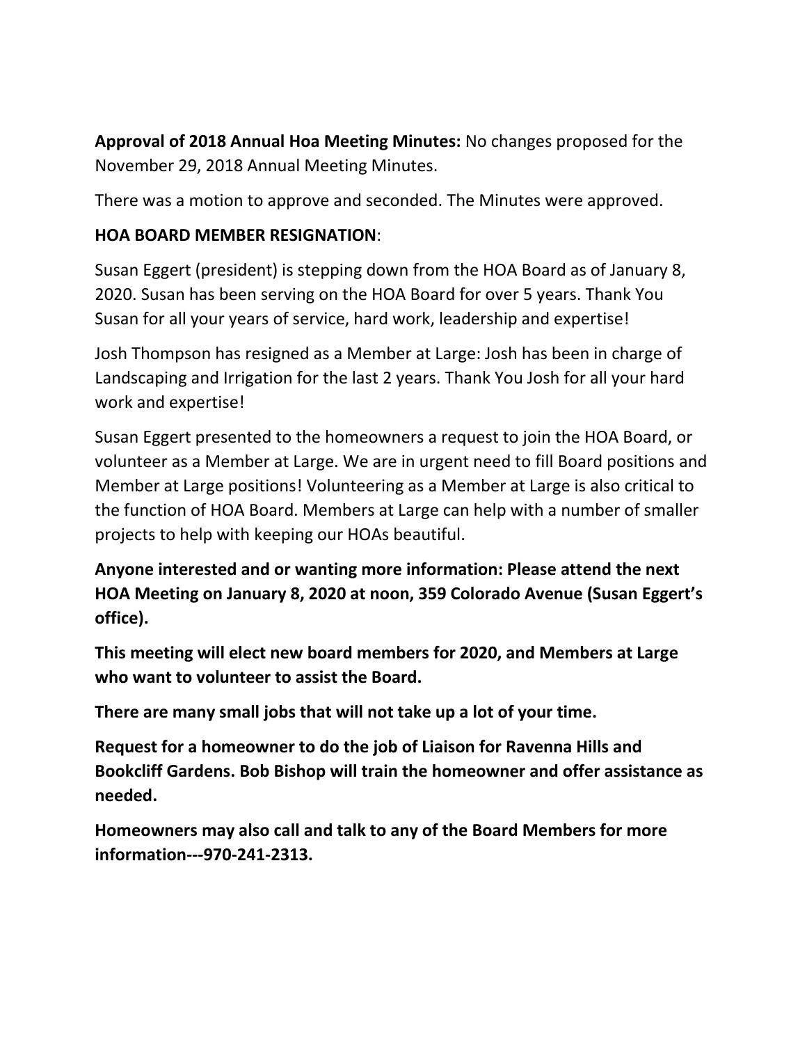**Approval of 2018 Annual Hoa Meeting Minutes:** No changes proposed for the November 29, 2018 Annual Meeting Minutes.

There was a motion to approve and seconded. The Minutes were approved.

**HOA BOARD MEMBER RESIGNATION**:

Susan Eggert (president) is stepping down from the HOA Board as of January 8, 2020. Susan has been serving on the HOA Board for over 5 years. Thank You Susan for all your years of service, hard work, leadership and expertise!

Josh Thompson has resigned as a Member at Large: Josh has been in charge of Landscaping and Irrigation for the last 2 years. Thank You Josh for all your hard work and expertise!

Susan Eggert presented to the homeowners a request to join the HOA Board, or volunteer as a Member at Large. We are in urgent need to fill Board positions and Member at Large positions! Volunteering as a Member at Large is also critical to the function of HOA Board. Members at Large can help with a number of smaller projects to help with keeping our HOAs beautiful.

**Anyone interested and or wanting more information: Please attend the next HOA Meeting on January 8, 2020 at noon, 359 Colorado Avenue (Susan Eggert's office).**

**This meeting will elect new board members for 2020, and Members at Large who want to volunteer to assist the Board.**

**There are many small jobs that will not take up a lot of your time.**

**Request for a homeowner to do the job of Liaison for Ravenna Hills and Bookcliff Gardens. Bob Bishop will train the homeowner and offer assistance as needed.**

**Homeowners may also call and talk to any of the Board Members for more information---970-241-2313.**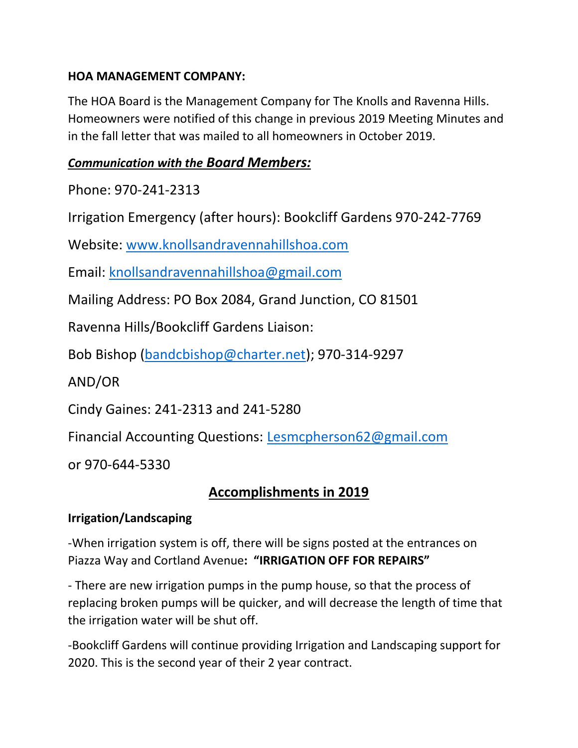**HOA MANAGEMENT COMPANY:**

The HOA Board is the Management Company for The Knolls and Ravenna Hills. Homeowners were notified of this change in previous 2019 Meeting Minutes and in the fall letter that was mailed to all homeowners in October 2019.

***Communication with the Board Members:***

Phone: 970-241-2313

Irrigation Emergency (after hours): Bookcliff Gardens 970-242-7769

Website: www.knollsandravennahillshoa.com

Email: knollsandravennahillshoa@gmail.com

Mailing Address: PO Box 2084, Grand Junction, CO 81501

Ravenna Hills/Bookcliff Gardens Liaison:

Bob Bishop (bandcbishop@charter.net); 970-314-9297

AND/OR

Cindy Gaines: 241-2313 and 241-5280

Financial Accounting Questions: Lesmcpherson62@gmail.com

or 970-644-5330

## Accomplishments in 2019

**Irrigation/Landscaping**

-When irrigation system is off, there will be signs posted at the entrances on Piazza Way and Cortland Avenue**: "IRRIGATION OFF FOR REPAIRS"**

- There are new irrigation pumps in the pump house, so that the process of replacing broken pumps will be quicker, and will decrease the length of time that the irrigation water will be shut off.

-Bookcliff Gardens will continue providing Irrigation and Landscaping support for 2020. This is the second year of their 2 year contract.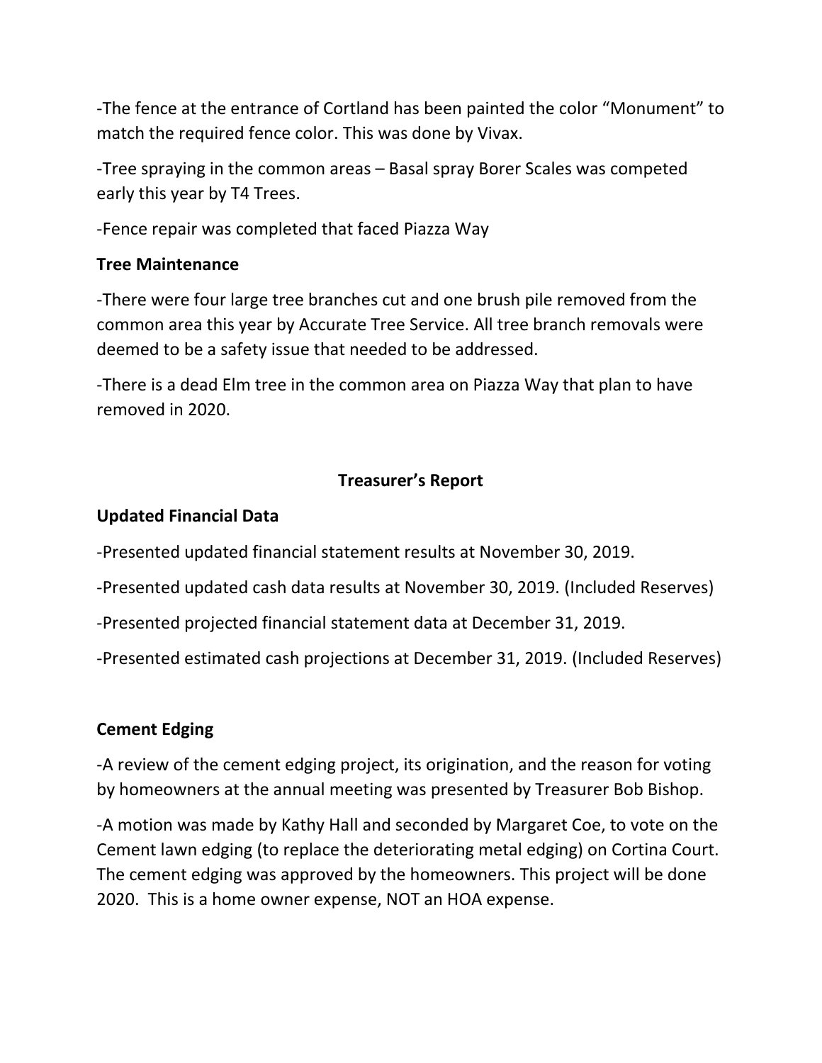-The fence at the entrance of Cortland has been painted the color "Monument" to match the required fence color. This was done by Vivax.

-Tree spraying in the common areas – Basal spray Borer Scales was competed early this year by T4 Trees.

-Fence repair was completed that faced Piazza Way

**Tree Maintenance**

-There were four large tree branches cut and one brush pile removed from the common area this year by Accurate Tree Service. All tree branch removals were deemed to be a safety issue that needed to be addressed.

-There is a dead Elm tree in the common area on Piazza Way that plan to have removed in 2020.

## Treasurer's Report

**Updated Financial Data**

-Presented updated financial statement results at November 30, 2019.

-Presented updated cash data results at November 30, 2019. (Included Reserves)

-Presented projected financial statement data at December 31, 2019.

-Presented estimated cash projections at December 31, 2019. (Included Reserves)

**Cement Edging**

-A review of the cement edging project, its origination, and the reason for voting by homeowners at the annual meeting was presented by Treasurer Bob Bishop.

-A motion was made by Kathy Hall and seconded by Margaret Coe, to vote on the Cement lawn edging (to replace the deteriorating metal edging) on Cortina Court. The cement edging was approved by the homeowners. This project will be done 2020. This is a home owner expense, NOT an HOA expense.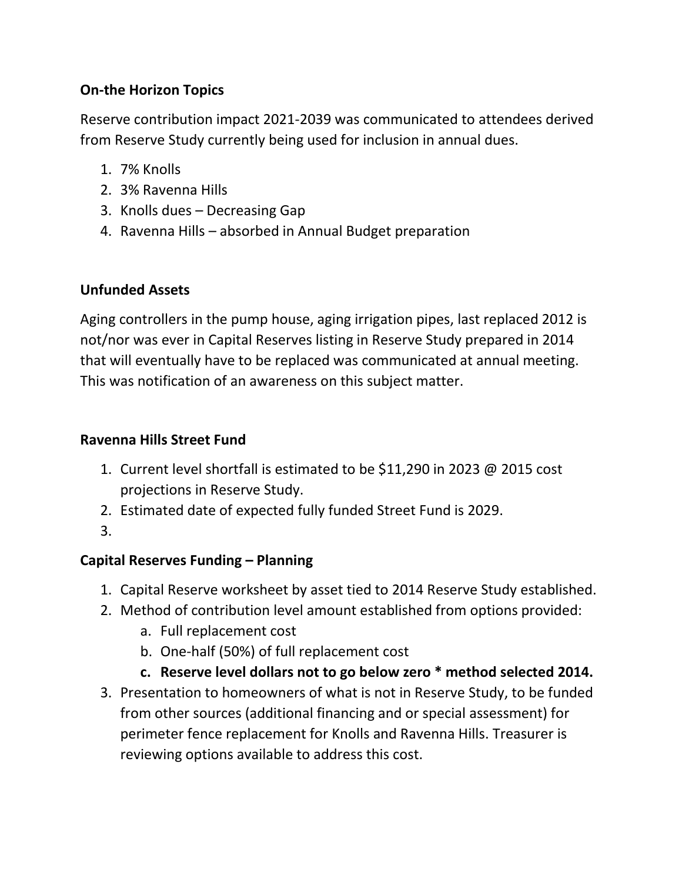**On-the Horizon Topics**

Reserve contribution impact 2021-2039 was communicated to attendees derived from Reserve Study currently being used for inclusion in annual dues.

1. 7% Knolls
2. 3% Ravenna Hills
3. Knolls dues – Decreasing Gap
4. Ravenna Hills – absorbed in Annual Budget preparation

**Unfunded Assets**

Aging controllers in the pump house, aging irrigation pipes, last replaced 2012 is not/nor was ever in Capital Reserves listing in Reserve Study prepared in 2014 that will eventually have to be replaced was communicated at annual meeting. This was notification of an awareness on this subject matter.

**Ravenna Hills Street Fund**

1. Current level shortfall is estimated to be $11,290 in 2023 @ 2015 cost projections in Reserve Study.
2. Estimated date of expected fully funded Street Fund is 2029.
3. 

**Capital Reserves Funding – Planning**

1. Capital Reserve worksheet by asset tied to 2014 Reserve Study established.
2. Method of contribution level amount established from options provided:
   a. Full replacement cost
   b. One-half (50%) of full replacement cost
   **c. Reserve level dollars not to go below zero * method selected 2014.**
3. Presentation to homeowners of what is not in Reserve Study, to be funded from other sources (additional financing and or special assessment) for perimeter fence replacement for Knolls and Ravenna Hills. Treasurer is reviewing options available to address this cost.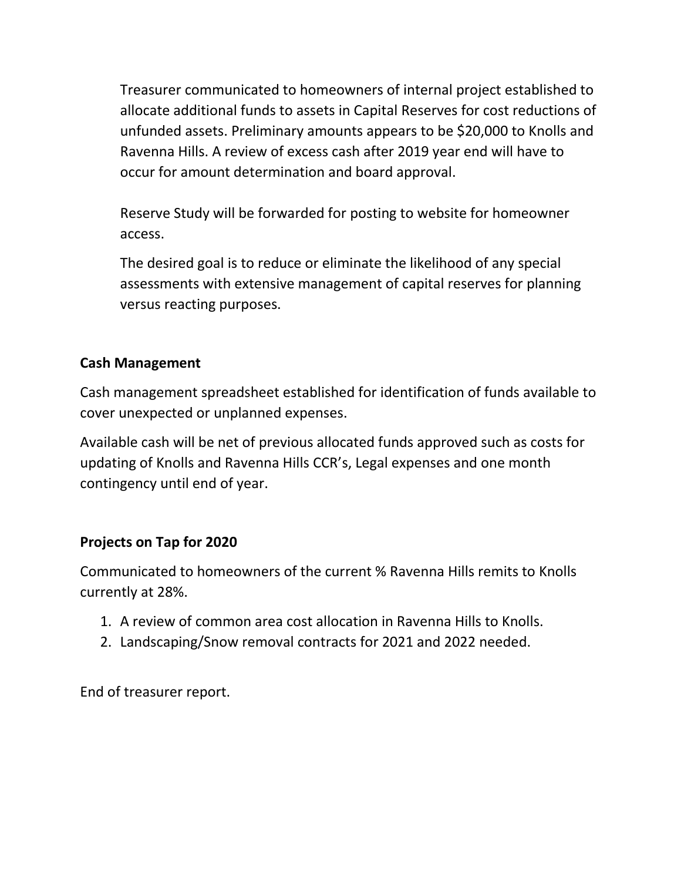Treasurer communicated to homeowners of internal project established to allocate additional funds to assets in Capital Reserves for cost reductions of unfunded assets. Preliminary amounts appears to be $20,000 to Knolls and Ravenna Hills. A review of excess cash after 2019 year end will have to occur for amount determination and board approval.

Reserve Study will be forwarded for posting to website for homeowner access.

The desired goal is to reduce or eliminate the likelihood of any special assessments with extensive management of capital reserves for planning versus reacting purposes.

**Cash Management**

Cash management spreadsheet established for identification of funds available to cover unexpected or unplanned expenses.

Available cash will be net of previous allocated funds approved such as costs for updating of Knolls and Ravenna Hills CCR's, Legal expenses and one month contingency until end of year.

**Projects on Tap for 2020**

Communicated to homeowners of the current % Ravenna Hills remits to Knolls currently at 28%.

1. A review of common area cost allocation in Ravenna Hills to Knolls.
2. Landscaping/Snow removal contracts for 2021 and 2022 needed.

End of treasurer report.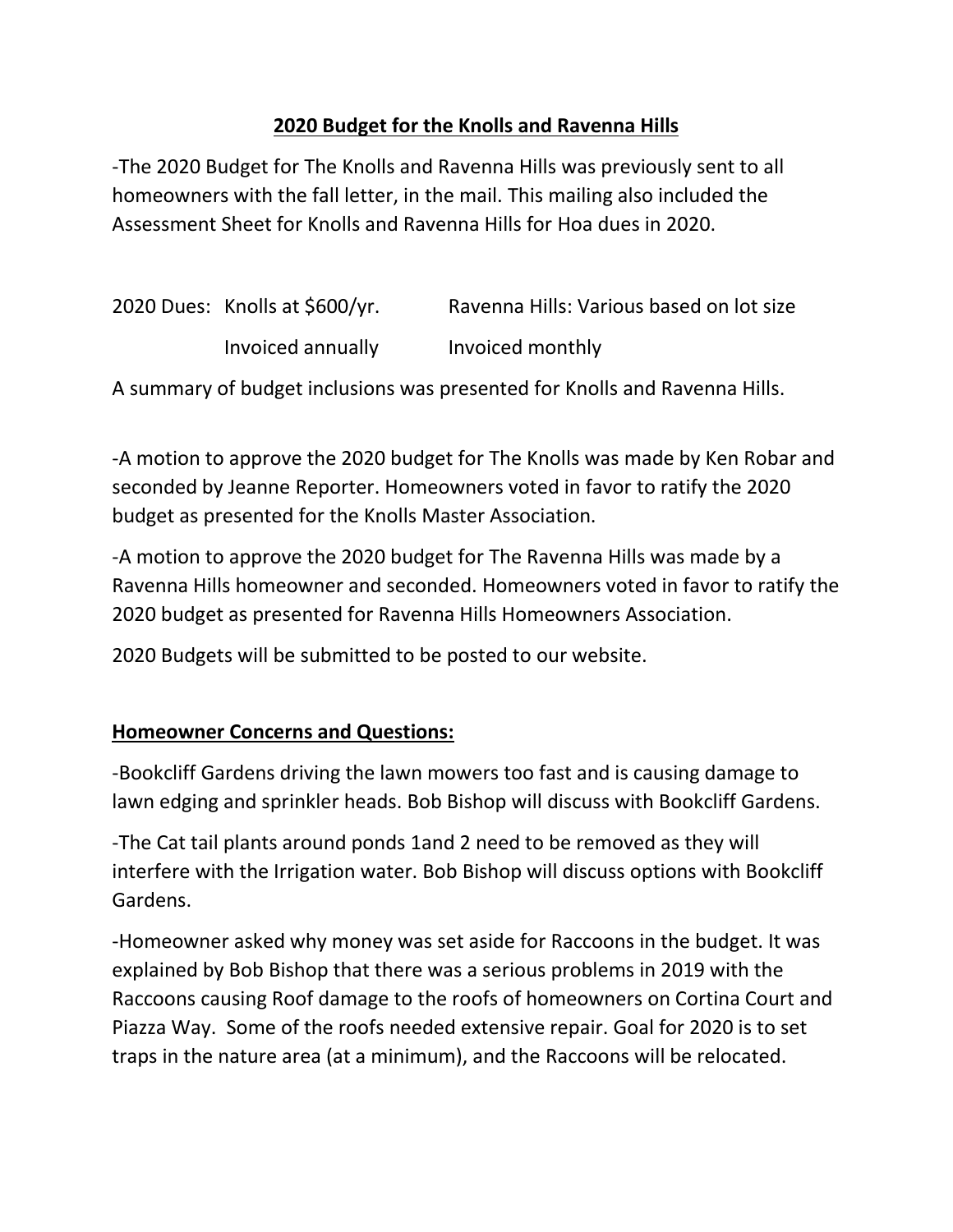## 2020 Budget for the Knolls and Ravenna Hills

-The 2020 Budget for The Knolls and Ravenna Hills was previously sent to all homeowners with the fall letter, in the mail. This mailing also included the Assessment Sheet for Knolls and Ravenna Hills for Hoa dues in 2020.

| 2020 Dues: | Knolls at $600/yr. | Ravenna Hills: Various based on lot size |
| --- | --- | --- |
| | Invoiced annually | Invoiced monthly |

A summary of budget inclusions was presented for Knolls and Ravenna Hills.

-A motion to approve the 2020 budget for The Knolls was made by Ken Robar and seconded by Jeanne Reporter. Homeowners voted in favor to ratify the 2020 budget as presented for the Knolls Master Association.

-A motion to approve the 2020 budget for The Ravenna Hills was made by a Ravenna Hills homeowner and seconded. Homeowners voted in favor to ratify the 2020 budget as presented for Ravenna Hills Homeowners Association.

2020 Budgets will be submitted to be posted to our website.

## Homeowner Concerns and Questions:

-Bookcliff Gardens driving the lawn mowers too fast and is causing damage to lawn edging and sprinkler heads. Bob Bishop will discuss with Bookcliff Gardens.

-The Cat tail plants around ponds 1and 2 need to be removed as they will interfere with the Irrigation water. Bob Bishop will discuss options with Bookcliff Gardens.

-Homeowner asked why money was set aside for Raccoons in the budget. It was explained by Bob Bishop that there was a serious problems in 2019 with the Raccoons causing Roof damage to the roofs of homeowners on Cortina Court and Piazza Way. Some of the roofs needed extensive repair. Goal for 2020 is to set traps in the nature area (at a minimum), and the Raccoons will be relocated.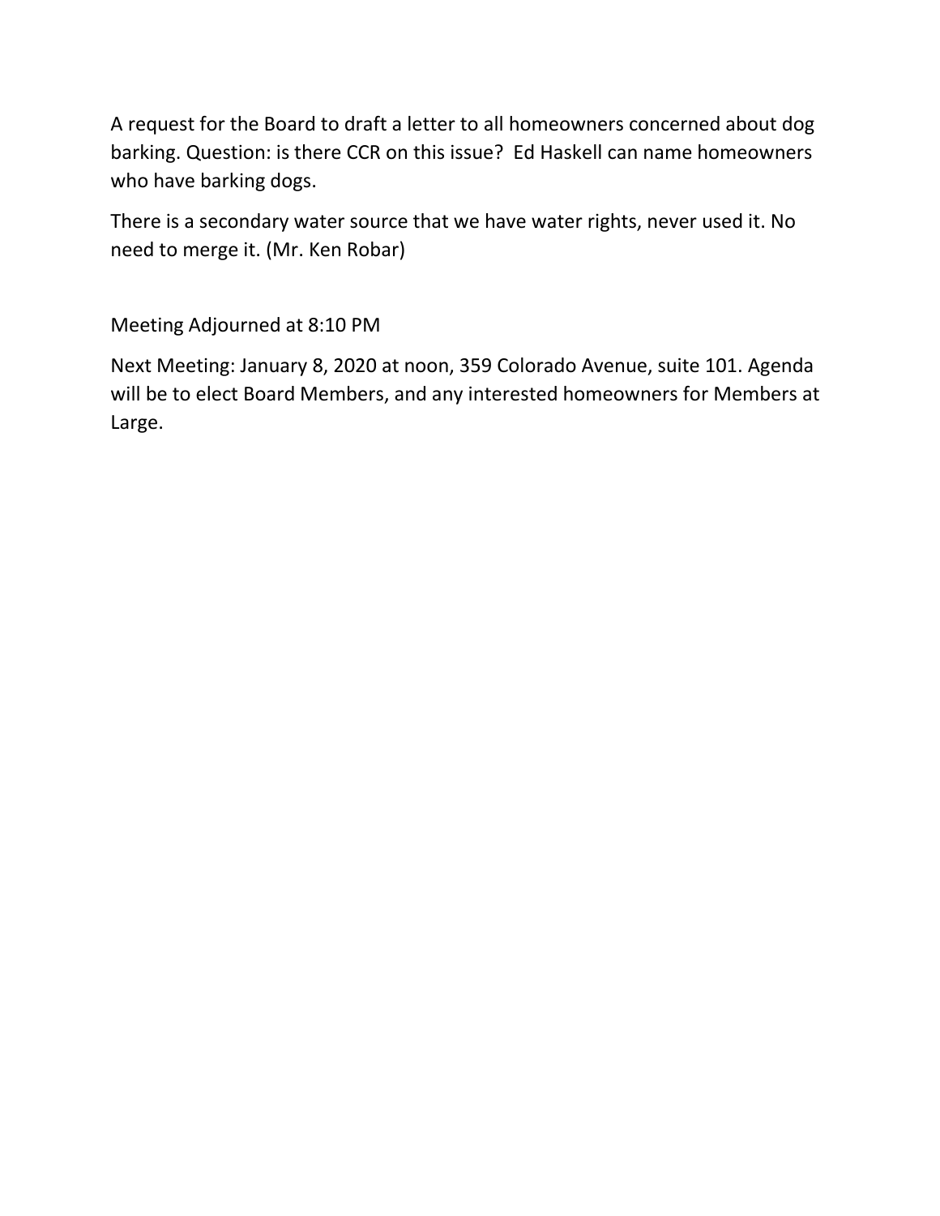A request for the Board to draft a letter to all homeowners concerned about dog barking. Question: is there CCR on this issue? Ed Haskell can name homeowners who have barking dogs.

There is a secondary water source that we have water rights, never used it. No need to merge it. (Mr. Ken Robar)

Meeting Adjourned at 8:10 PM

Next Meeting: January 8, 2020 at noon, 359 Colorado Avenue, suite 101. Agenda will be to elect Board Members, and any interested homeowners for Members at Large.